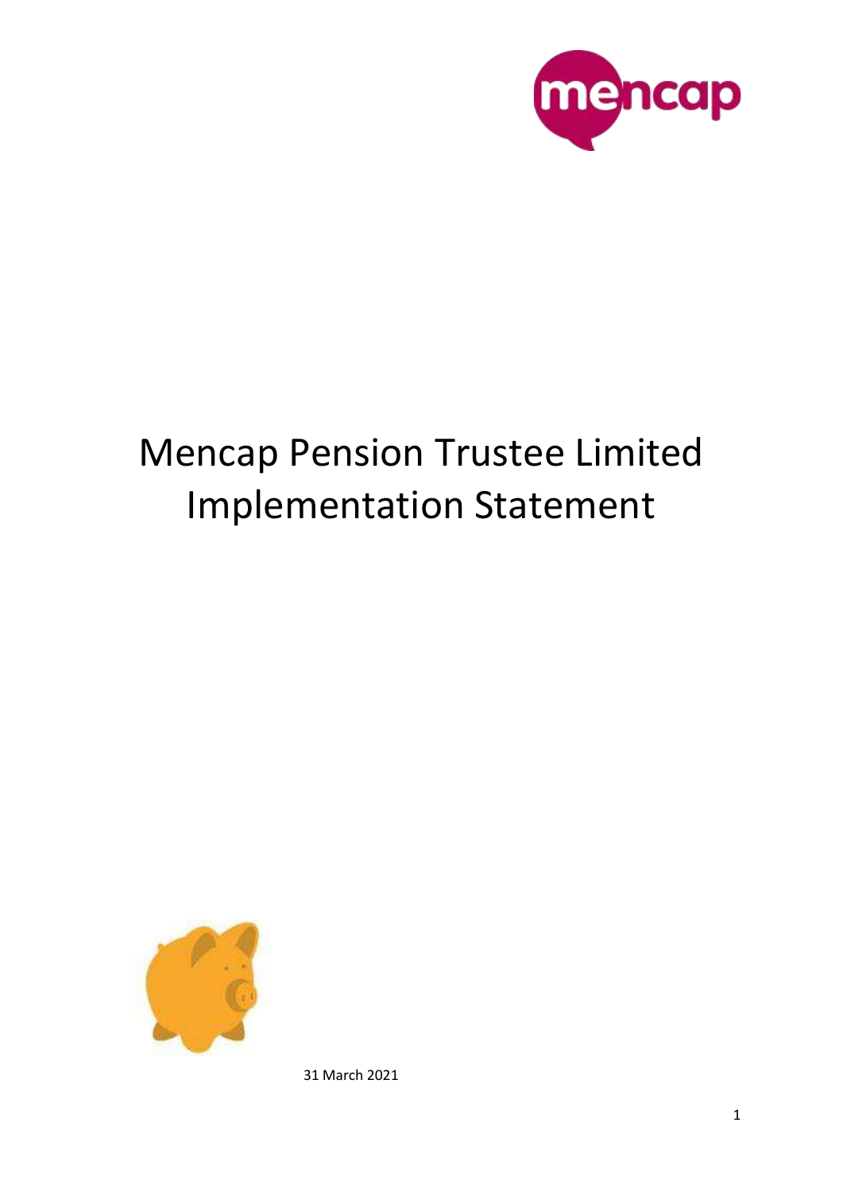# Mencap Pension Trustee Limited Implementation Statement

31 March 2021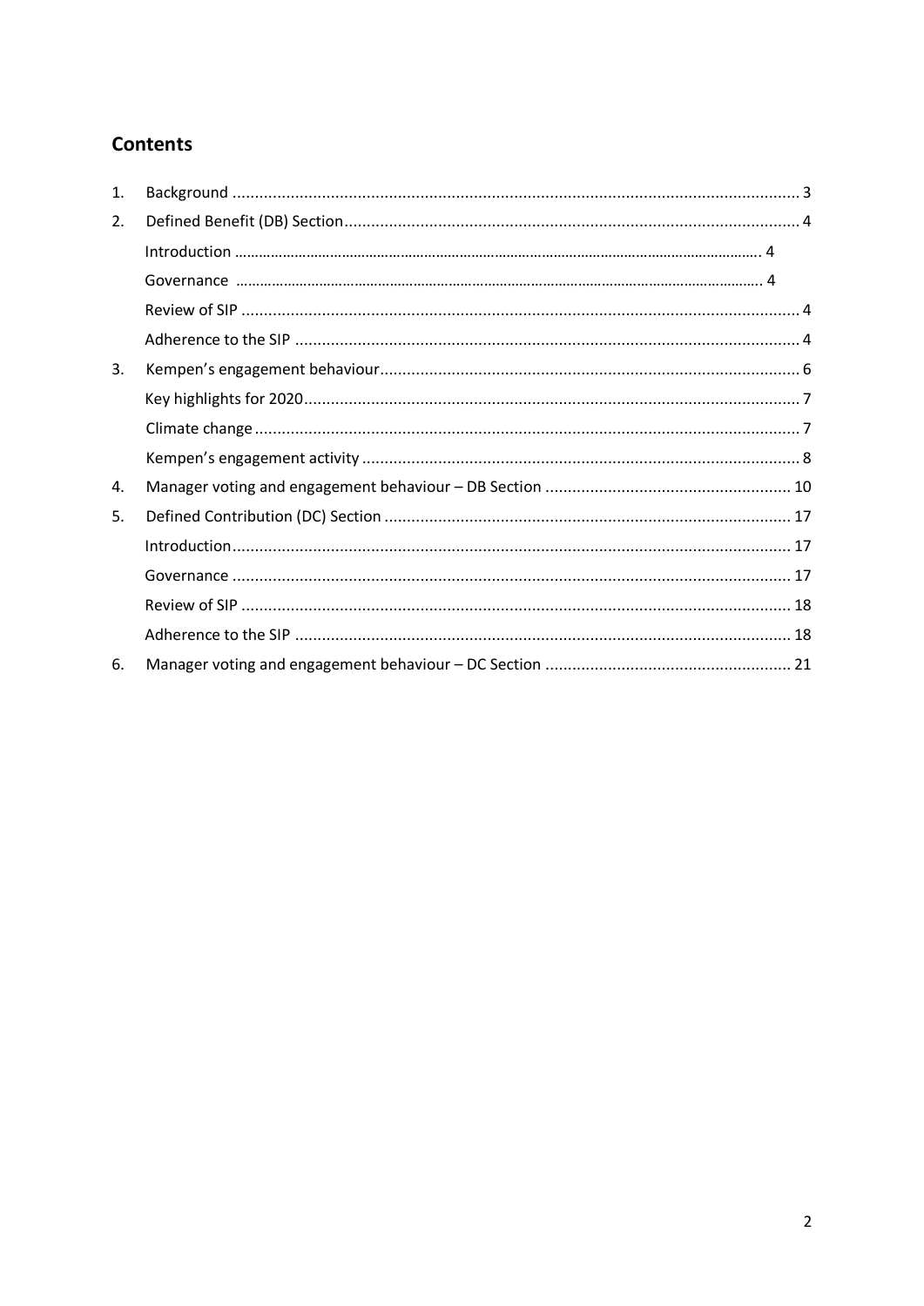## Contents

1. Background ..... 3
2. Defined Benefit (DB) Section ..... 4
   - Introduction ..... 4
   - Governance ..... 4
   - Review of SIP ..... 4
   - Adherence to the SIP ..... 4
3. Kempen's engagement behaviour ..... 6
   - Key highlights for 2020 ..... 7
   - Climate change ..... 7
   - Kempen's engagement activity ..... 8
4. Manager voting and engagement behaviour – DB Section ..... 10
5. Defined Contribution (DC) Section ..... 17
   - Introduction ..... 17
   - Governance ..... 17
   - Review of SIP ..... 18
   - Adherence to the SIP ..... 18
6. Manager voting and engagement behaviour – DC Section ..... 21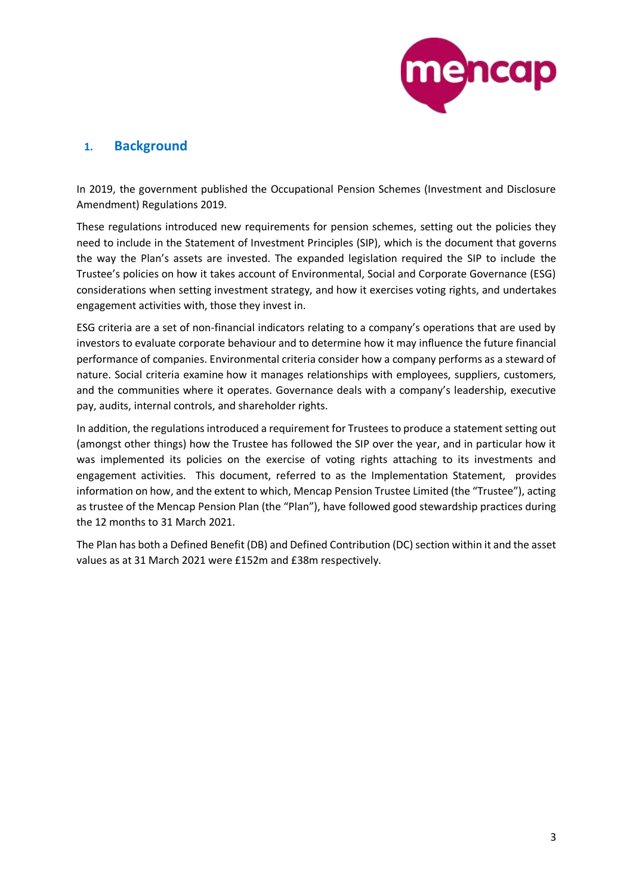## 1. Background

In 2019, the government published the Occupational Pension Schemes (Investment and Disclosure Amendment) Regulations 2019.

These regulations introduced new requirements for pension schemes, setting out the policies they need to include in the Statement of Investment Principles (SIP), which is the document that governs the way the Plan's assets are invested. The expanded legislation required the SIP to include the Trustee's policies on how it takes account of Environmental, Social and Corporate Governance (ESG) considerations when setting investment strategy, and how it exercises voting rights, and undertakes engagement activities with, those they invest in.

ESG criteria are a set of non-financial indicators relating to a company's operations that are used by investors to evaluate corporate behaviour and to determine how it may influence the future financial performance of companies. Environmental criteria consider how a company performs as a steward of nature. Social criteria examine how it manages relationships with employees, suppliers, customers, and the communities where it operates. Governance deals with a company's leadership, executive pay, audits, internal controls, and shareholder rights.

In addition, the regulations introduced a requirement for Trustees to produce a statement setting out (amongst other things) how the Trustee has followed the SIP over the year, and in particular how it was implemented its policies on the exercise of voting rights attaching to its investments and engagement activities. This document, referred to as the Implementation Statement, provides information on how, and the extent to which, Mencap Pension Trustee Limited (the "Trustee"), acting as trustee of the Mencap Pension Plan (the "Plan"), have followed good stewardship practices during the 12 months to 31 March 2021.

The Plan has both a Defined Benefit (DB) and Defined Contribution (DC) section within it and the asset values as at 31 March 2021 were £152m and £38m respectively.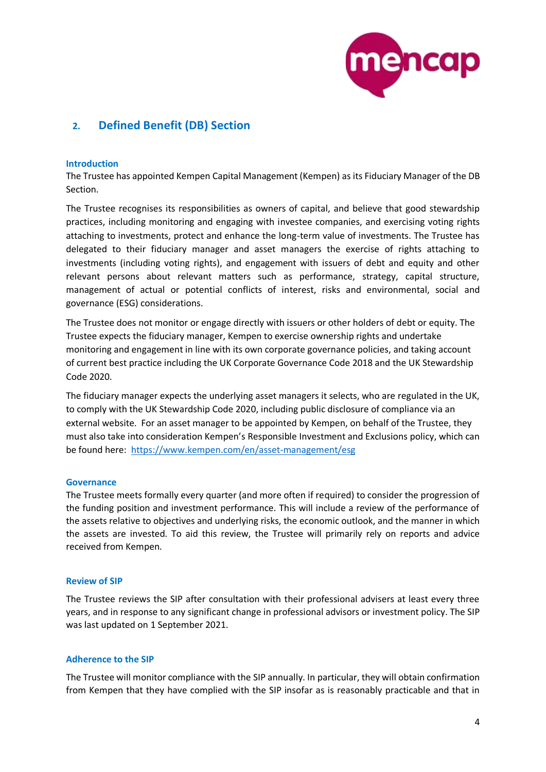## 2. Defined Benefit (DB) Section

### Introduction

The Trustee has appointed Kempen Capital Management (Kempen) as its Fiduciary Manager of the DB Section.

The Trustee recognises its responsibilities as owners of capital, and believe that good stewardship practices, including monitoring and engaging with investee companies, and exercising voting rights attaching to investments, protect and enhance the long-term value of investments. The Trustee has delegated to their fiduciary manager and asset managers the exercise of rights attaching to investments (including voting rights), and engagement with issuers of debt and equity and other relevant persons about relevant matters such as performance, strategy, capital structure, management of actual or potential conflicts of interest, risks and environmental, social and governance (ESG) considerations.

The Trustee does not monitor or engage directly with issuers or other holders of debt or equity. The Trustee expects the fiduciary manager, Kempen to exercise ownership rights and undertake monitoring and engagement in line with its own corporate governance policies, and taking account of current best practice including the UK Corporate Governance Code 2018 and the UK Stewardship Code 2020.

The fiduciary manager expects the underlying asset managers it selects, who are regulated in the UK, to comply with the UK Stewardship Code 2020, including public disclosure of compliance via an external website. For an asset manager to be appointed by Kempen, on behalf of the Trustee, they must also take into consideration Kempen's Responsible Investment and Exclusions policy, which can be found here: https://www.kempen.com/en/asset-management/esg

### Governance

The Trustee meets formally every quarter (and more often if required) to consider the progression of the funding position and investment performance. This will include a review of the performance of the assets relative to objectives and underlying risks, the economic outlook, and the manner in which the assets are invested. To aid this review, the Trustee will primarily rely on reports and advice received from Kempen.

### Review of SIP

The Trustee reviews the SIP after consultation with their professional advisers at least every three years, and in response to any significant change in professional advisors or investment policy. The SIP was last updated on 1 September 2021.

### Adherence to the SIP

The Trustee will monitor compliance with the SIP annually. In particular, they will obtain confirmation from Kempen that they have complied with the SIP insofar as is reasonably practicable and that in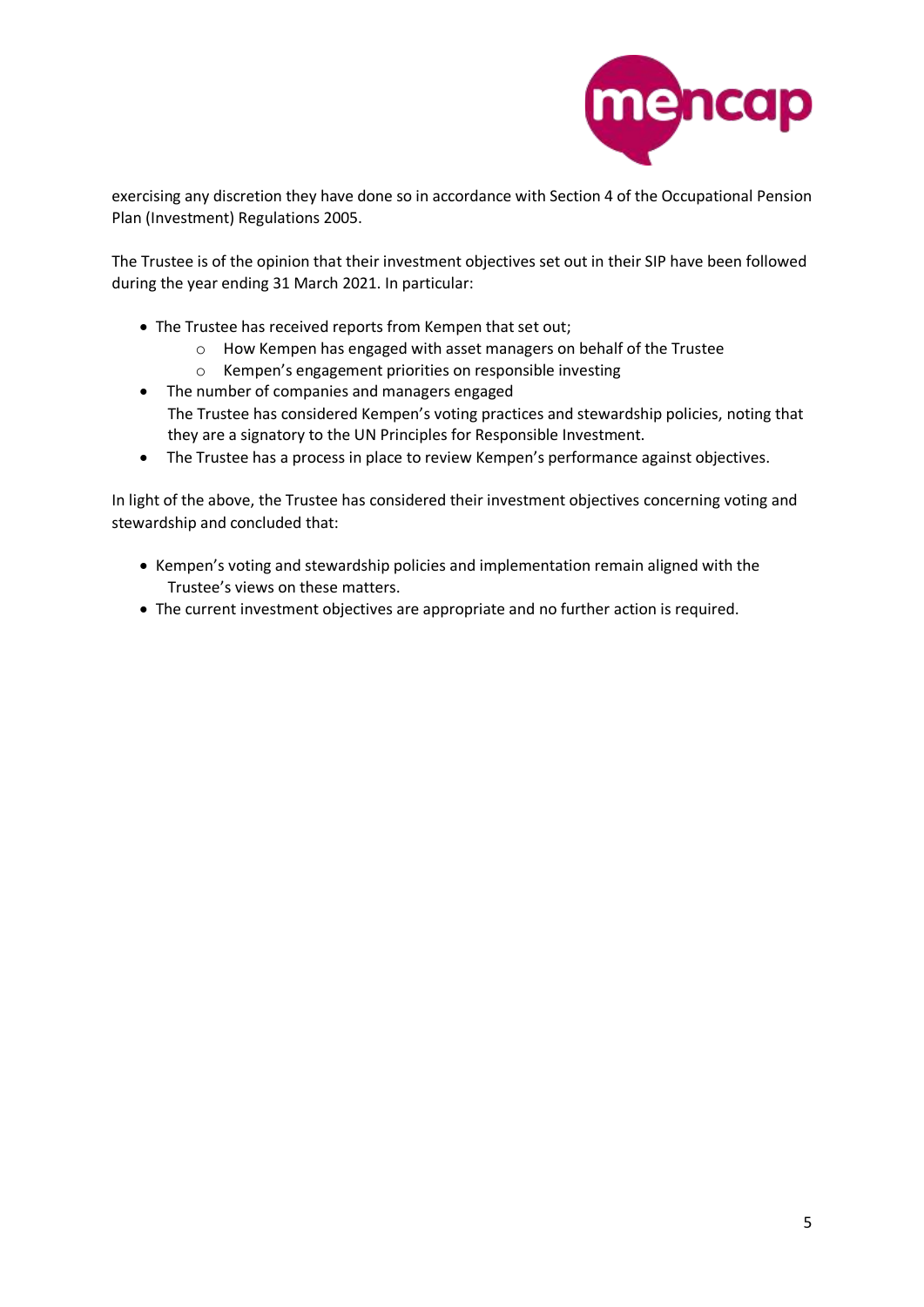exercising any discretion they have done so in accordance with Section 4 of the Occupational Pension Plan (Investment) Regulations 2005.

The Trustee is of the opinion that their investment objectives set out in their SIP have been followed during the year ending 31 March 2021. In particular:

- The Trustee has received reports from Kempen that set out;
    - How Kempen has engaged with asset managers on behalf of the Trustee
    - Kempen's engagement priorities on responsible investing
- The number of companies and managers engaged
  The Trustee has considered Kempen's voting practices and stewardship policies, noting that they are a signatory to the UN Principles for Responsible Investment.
- The Trustee has a process in place to review Kempen's performance against objectives.

In light of the above, the Trustee has considered their investment objectives concerning voting and stewardship and concluded that:

- Kempen's voting and stewardship policies and implementation remain aligned with the Trustee's views on these matters.
- The current investment objectives are appropriate and no further action is required.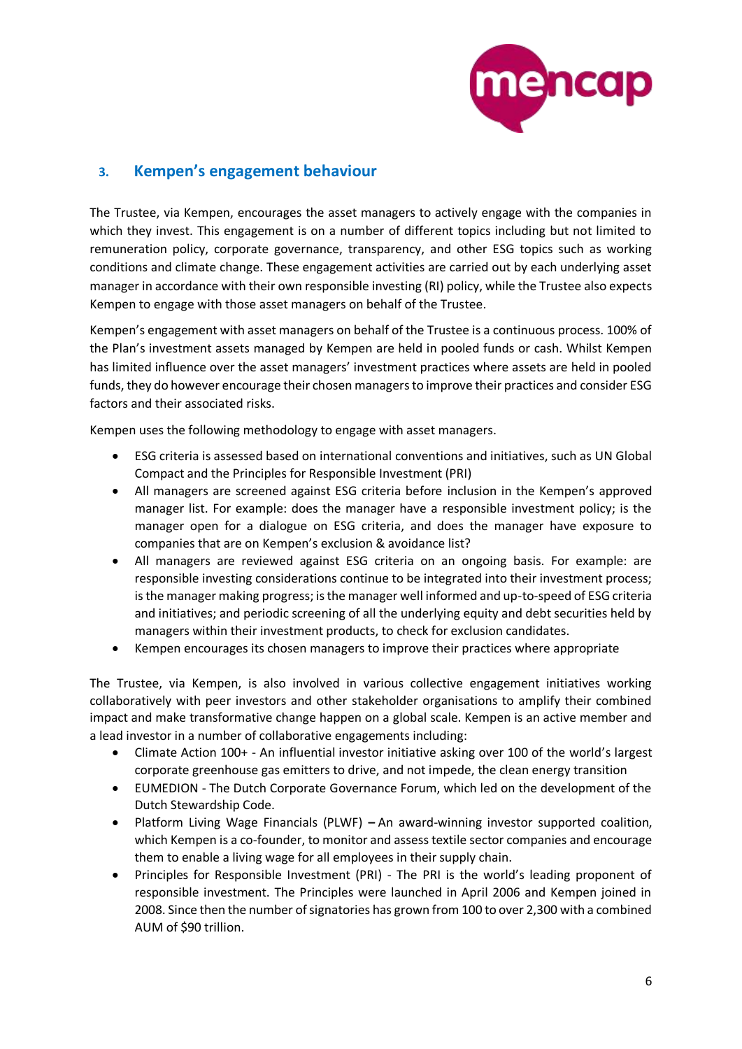## 3. Kempen's engagement behaviour

The Trustee, via Kempen, encourages the asset managers to actively engage with the companies in which they invest. This engagement is on a number of different topics including but not limited to remuneration policy, corporate governance, transparency, and other ESG topics such as working conditions and climate change. These engagement activities are carried out by each underlying asset manager in accordance with their own responsible investing (RI) policy, while the Trustee also expects Kempen to engage with those asset managers on behalf of the Trustee.

Kempen's engagement with asset managers on behalf of the Trustee is a continuous process. 100% of the Plan's investment assets managed by Kempen are held in pooled funds or cash. Whilst Kempen has limited influence over the asset managers' investment practices where assets are held in pooled funds, they do however encourage their chosen managers to improve their practices and consider ESG factors and their associated risks.

Kempen uses the following methodology to engage with asset managers.

- ESG criteria is assessed based on international conventions and initiatives, such as UN Global Compact and the Principles for Responsible Investment (PRI)
- All managers are screened against ESG criteria before inclusion in the Kempen's approved manager list. For example: does the manager have a responsible investment policy; is the manager open for a dialogue on ESG criteria, and does the manager have exposure to companies that are on Kempen's exclusion & avoidance list?
- All managers are reviewed against ESG criteria on an ongoing basis. For example: are responsible investing considerations continue to be integrated into their investment process; is the manager making progress; is the manager well informed and up-to-speed of ESG criteria and initiatives; and periodic screening of all the underlying equity and debt securities held by managers within their investment products, to check for exclusion candidates.
- Kempen encourages its chosen managers to improve their practices where appropriate

The Trustee, via Kempen, is also involved in various collective engagement initiatives working collaboratively with peer investors and other stakeholder organisations to amplify their combined impact and make transformative change happen on a global scale. Kempen is an active member and a lead investor in a number of collaborative engagements including:

- Climate Action 100+ - An influential investor initiative asking over 100 of the world's largest corporate greenhouse gas emitters to drive, and not impede, the clean energy transition
- EUMEDION - The Dutch Corporate Governance Forum, which led on the development of the Dutch Stewardship Code.
- Platform Living Wage Financials (PLWF) **–** An award-winning investor supported coalition, which Kempen is a co-founder, to monitor and assess textile sector companies and encourage them to enable a living wage for all employees in their supply chain.
- Principles for Responsible Investment (PRI) - The PRI is the world's leading proponent of responsible investment. The Principles were launched in April 2006 and Kempen joined in 2008. Since then the number of signatories has grown from 100 to over 2,300 with a combined AUM of $90 trillion.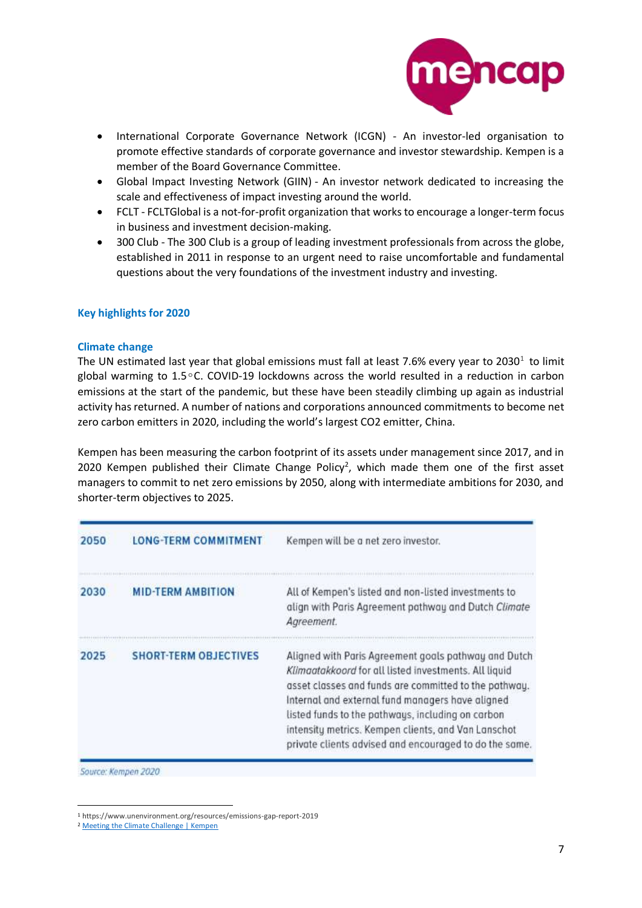- International Corporate Governance Network (ICGN) - An investor-led organisation to promote effective standards of corporate governance and investor stewardship. Kempen is a member of the Board Governance Committee.
- Global Impact Investing Network (GIIN) - An investor network dedicated to increasing the scale and effectiveness of impact investing around the world.
- FCLT - FCLTGlobal is a not-for-profit organization that works to encourage a longer-term focus in business and investment decision-making.
- 300 Club - The 300 Club is a group of leading investment professionals from across the globe, established in 2011 in response to an urgent need to raise uncomfortable and fundamental questions about the very foundations of the investment industry and investing.

## Key highlights for 2020

### Climate change

The UN estimated last year that global emissions must fall at least 7.6% every year to 2030[1] to limit global warming to 1.5◦C. COVID-19 lockdowns across the world resulted in a reduction in carbon emissions at the start of the pandemic, but these have been steadily climbing up again as industrial activity has returned. A number of nations and corporations announced commitments to become net zero carbon emitters in 2020, including the world's largest CO2 emitter, China.

Kempen has been measuring the carbon footprint of its assets under management since 2017, and in 2020 Kempen published their Climate Change Policy[2], which made them one of the first asset managers to commit to net zero emissions by 2050, along with intermediate ambitions for 2030, and shorter-term objectives to 2025.

| 2050 | LONG-TERM COMMITMENT | Kempen will be a net zero investor. |
|---|---|---|
| 2030 | MID-TERM AMBITION | All of Kempen's listed and non-listed investments to align with Paris Agreement pathway and Dutch *Climate Agreement*. |
| 2025 | SHORT-TERM OBJECTIVES | Aligned with Paris Agreement goals pathway and Dutch *Klimaatakkoord* for all listed investments. All liquid asset classes and funds are committed to the pathway. Internal and external fund managers have aligned listed funds to the pathways, including on carbon intensity metrics. Kempen clients, and Van Lanschot private clients advised and encouraged to do the same. |

*Source: Kempen 2020*

[1] https://www.unenvironment.org/resources/emissions-gap-report-2019

[2] Meeting the Climate Challenge | Kempen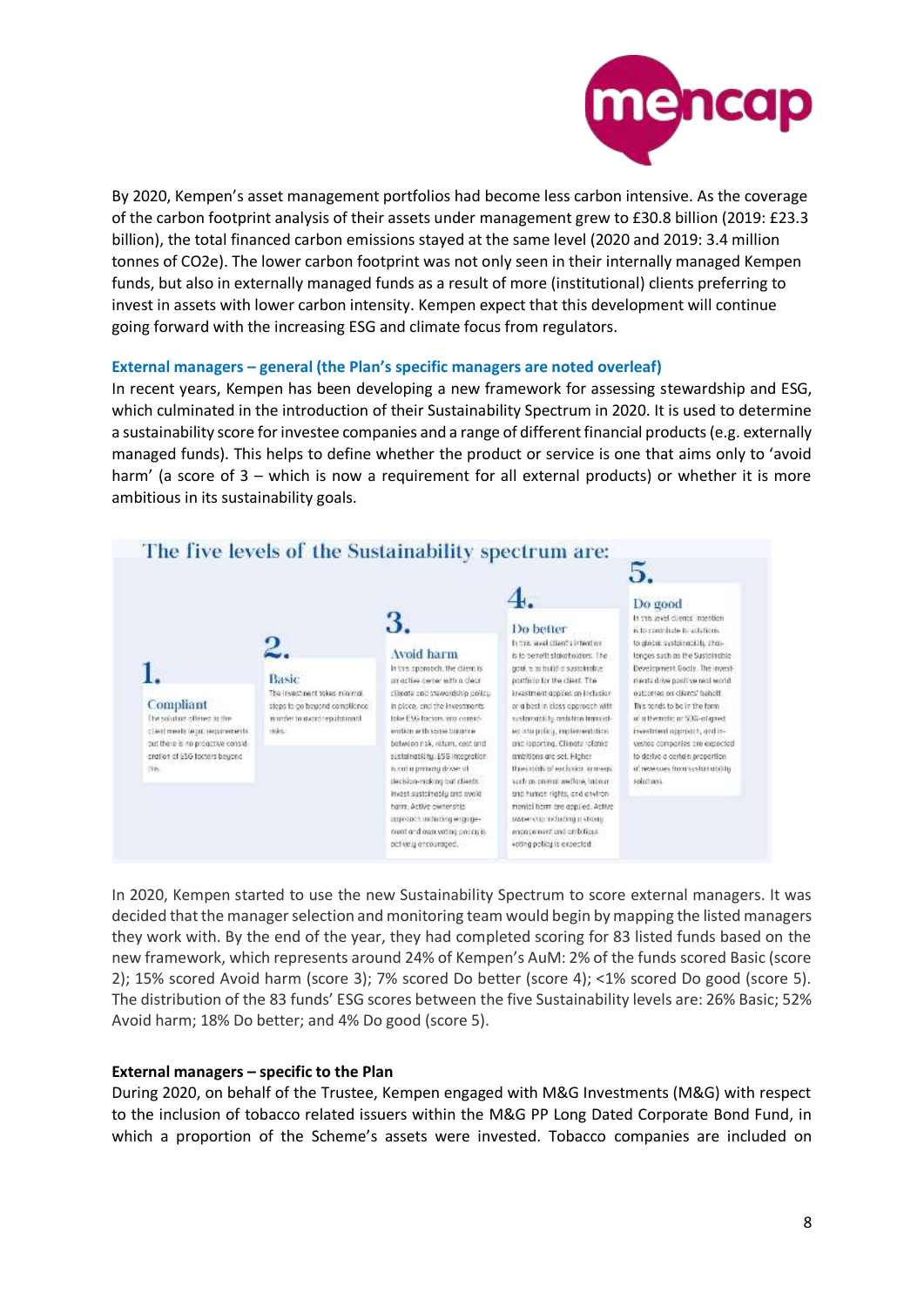By 2020, Kempen's asset management portfolios had become less carbon intensive. As the coverage of the carbon footprint analysis of their assets under management grew to £30.8 billion (2019: £23.3 billion), the total financed carbon emissions stayed at the same level (2020 and 2019: 3.4 million tonnes of CO2e). The lower carbon footprint was not only seen in their internally managed Kempen funds, but also in externally managed funds as a result of more (institutional) clients preferring to invest in assets with lower carbon intensity. Kempen expect that this development will continue going forward with the increasing ESG and climate focus from regulators.

### External managers – general (the Plan's specific managers are noted overleaf)

In recent years, Kempen has been developing a new framework for assessing stewardship and ESG, which culminated in the introduction of their Sustainability Spectrum in 2020. It is used to determine a sustainability score for investee companies and a range of different financial products (e.g. externally managed funds). This helps to define whether the product or service is one that aims only to 'avoid harm' (a score of 3 – which is now a requirement for all external products) or whether it is more ambitious in its sustainability goals.

**The five levels of the Sustainability spectrum are:**

**1. Compliant**
The solution offered to the client meets legal requirements but there is no proactive consideration of ESG factors beyond this.

**2. Basic**
The investment takes minimal steps to go beyond compliance in order to avoid reputational risks.

**3. Avoid harm**
In this approach, the client is an active owner with a clear climate and stewardship policy in place, and the investments take ESG factors into consideration with some balance between risk, return, cost and sustainability. ESG integration is not a primary driver of decision-making but clients invest sustainably and avoid harm. Active ownership approach including engagement and own voting policy is actively encouraged.

**4. Do better**
In this level client's intention is to benefit stakeholders. The goal is to build a sustainable portfolio for the client. The investment applies an inclusion or a best in class approach with sustainability ambition translated into policy, implementation and reporting. Climate related ambitions are set. Higher thresholds of exclusion in areas such as animal welfare, labour and human rights, and environmental harm are applied. Active ownership including a strong engagement and ambitious voting policy is expected.

**5. Do good**
In this level clients' intention is to contribute to solutions to global sustainability challenges such as the Sustainable Development Goals. The investments drive positive real world outcomes on clients' behalf. This tends to be in the form of a thematic or SDG-aligned investment approach, and investee companies are expected to derive a certain proportion of revenues from sustainability solutions.

In 2020, Kempen started to use the new Sustainability Spectrum to score external managers. It was decided that the manager selection and monitoring team would begin by mapping the listed managers they work with. By the end of the year, they had completed scoring for 83 listed funds based on the new framework, which represents around 24% of Kempen's AuM: 2% of the funds scored Basic (score 2); 15% scored Avoid harm (score 3); 7% scored Do better (score 4); <1% scored Do good (score 5). The distribution of the 83 funds' ESG scores between the five Sustainability levels are: 26% Basic; 52% Avoid harm; 18% Do better; and 4% Do good (score 5).

### External managers – specific to the Plan

During 2020, on behalf of the Trustee, Kempen engaged with M&G Investments (M&G) with respect to the inclusion of tobacco related issuers within the M&G PP Long Dated Corporate Bond Fund, in which a proportion of the Scheme's assets were invested. Tobacco companies are included on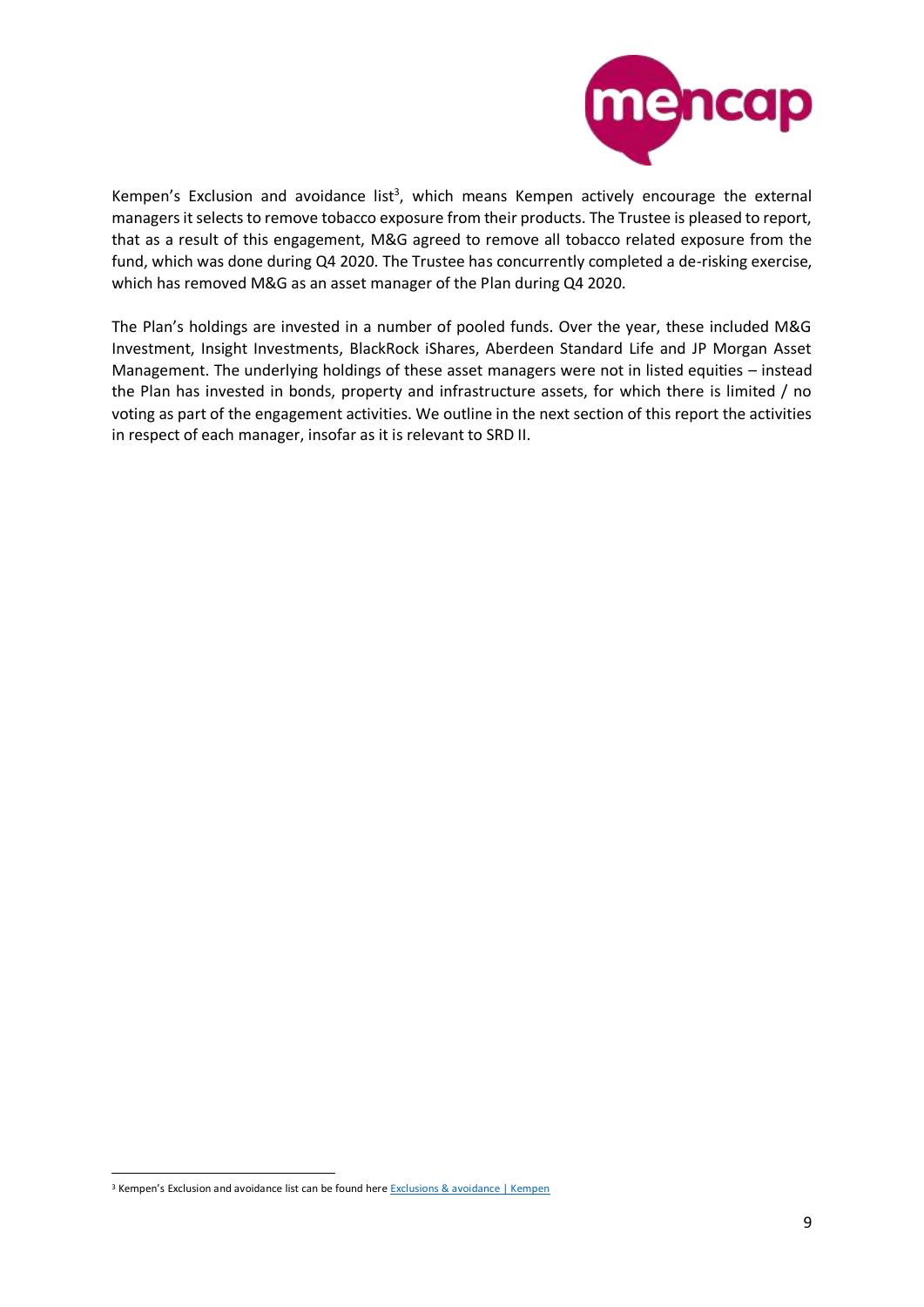Kempen's Exclusion and avoidance list[3], which means Kempen actively encourage the external managers it selects to remove tobacco exposure from their products. The Trustee is pleased to report, that as a result of this engagement, M&G agreed to remove all tobacco related exposure from the fund, which was done during Q4 2020. The Trustee has concurrently completed a de-risking exercise, which has removed M&G as an asset manager of the Plan during Q4 2020.

The Plan's holdings are invested in a number of pooled funds. Over the year, these included M&G Investment, Insight Investments, BlackRock iShares, Aberdeen Standard Life and JP Morgan Asset Management. The underlying holdings of these asset managers were not in listed equities – instead the Plan has invested in bonds, property and infrastructure assets, for which there is limited / no voting as part of the engagement activities. We outline in the next section of this report the activities in respect of each manager, insofar as it is relevant to SRD II.

[3] Kempen's Exclusion and avoidance list can be found here [Exclusions & avoidance | Kempen]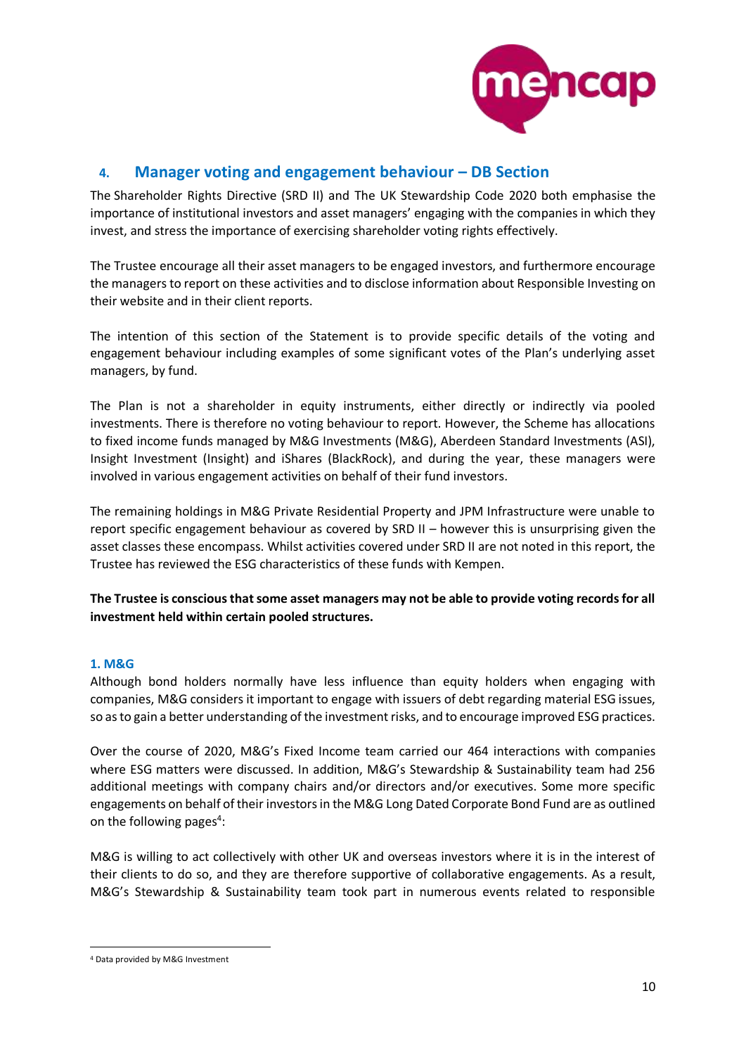## 4. Manager voting and engagement behaviour – DB Section

The Shareholder Rights Directive (SRD II) and The UK Stewardship Code 2020 both emphasise the importance of institutional investors and asset managers' engaging with the companies in which they invest, and stress the importance of exercising shareholder voting rights effectively.

The Trustee encourage all their asset managers to be engaged investors, and furthermore encourage the managers to report on these activities and to disclose information about Responsible Investing on their website and in their client reports.

The intention of this section of the Statement is to provide specific details of the voting and engagement behaviour including examples of some significant votes of the Plan's underlying asset managers, by fund.

The Plan is not a shareholder in equity instruments, either directly or indirectly via pooled investments. There is therefore no voting behaviour to report. However, the Scheme has allocations to fixed income funds managed by M&G Investments (M&G), Aberdeen Standard Investments (ASI), Insight Investment (Insight) and iShares (BlackRock), and during the year, these managers were involved in various engagement activities on behalf of their fund investors.

The remaining holdings in M&G Private Residential Property and JPM Infrastructure were unable to report specific engagement behaviour as covered by SRD II – however this is unsurprising given the asset classes these encompass. Whilst activities covered under SRD II are not noted in this report, the Trustee has reviewed the ESG characteristics of these funds with Kempen.

**The Trustee is conscious that some asset managers may not be able to provide voting records for all investment held within certain pooled structures.**

### 1. M&G

Although bond holders normally have less influence than equity holders when engaging with companies, M&G considers it important to engage with issuers of debt regarding material ESG issues, so as to gain a better understanding of the investment risks, and to encourage improved ESG practices.

Over the course of 2020, M&G's Fixed Income team carried our 464 interactions with companies where ESG matters were discussed. In addition, M&G's Stewardship & Sustainability team had 256 additional meetings with company chairs and/or directors and/or executives. Some more specific engagements on behalf of their investors in the M&G Long Dated Corporate Bond Fund are as outlined on the following pages[4]:

M&G is willing to act collectively with other UK and overseas investors where it is in the interest of their clients to do so, and they are therefore supportive of collaborative engagements. As a result, M&G's Stewardship & Sustainability team took part in numerous events related to responsible

---

[4] Data provided by M&G Investment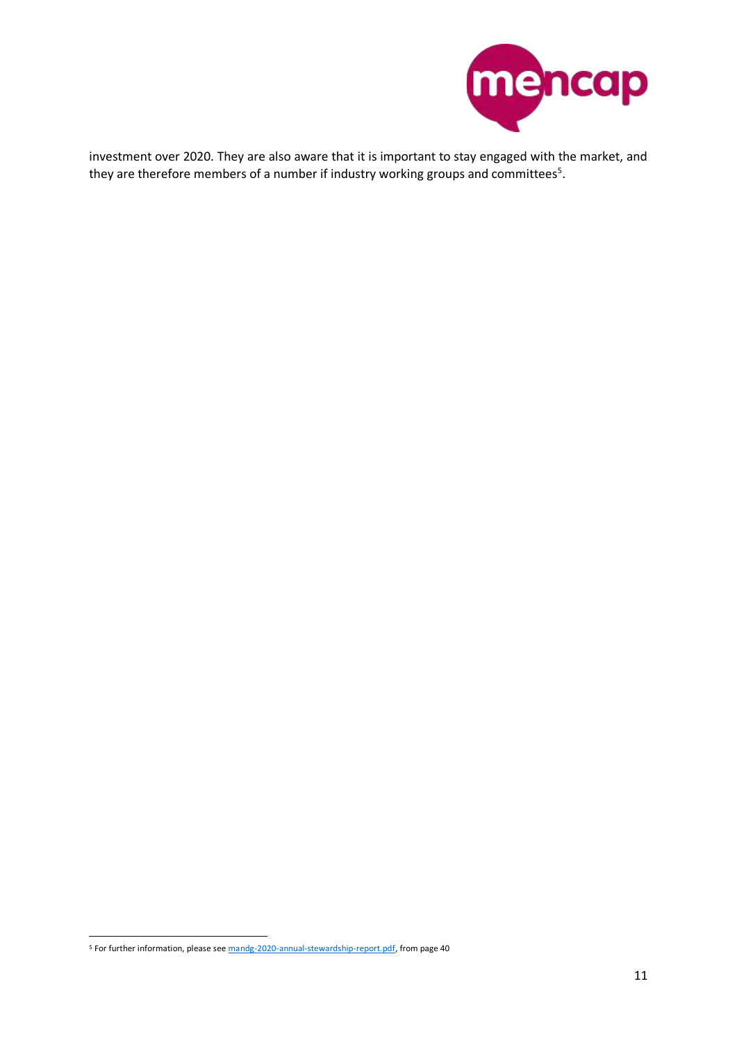investment over 2020. They are also aware that it is important to stay engaged with the market, and they are therefore members of a number if industry working groups and committees[5].

[5] For further information, please see mandg-2020-annual-stewardship-report.pdf, from page 40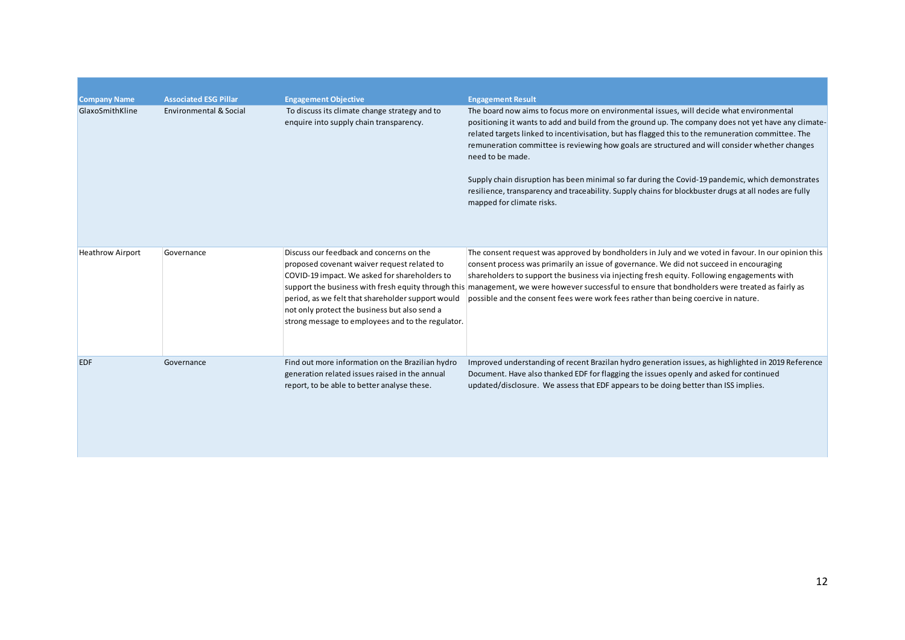| Company Name | Associated ESG Pillar | Engagement Objective | Engagement Result |
|---|---|---|---|
| GlaxoSmithKline | Environmental & Social | To discuss its climate change strategy and to enquire into supply chain transparency. | The board now aims to focus more on environmental issues, will decide what environmental positioning it wants to add and build from the ground up. The company does not yet have any climate-related targets linked to incentivisation, but has flagged this to the remuneration committee. The remuneration committee is reviewing how goals are structured and will consider whether changes need to be made.<br><br>Supply chain disruption has been minimal so far during the Covid-19 pandemic, which demonstrates resilience, transparency and traceability. Supply chains for blockbuster drugs at all nodes are fully mapped for climate risks. |
| Heathrow Airport | Governance | Discuss our feedback and concerns on the proposed covenant waiver request related to COVID-19 impact. We asked for shareholders to support the business with fresh equity through this period, as we felt that shareholder support would not only protect the business but also send a strong message to employees and to the regulator. | The consent request was approved by bondholders in July and we voted in favour. In our opinion this consent process was primarily an issue of governance. We did not succeed in encouraging shareholders to support the business via injecting fresh equity. Following engagements with management, we were however successful to ensure that bondholders were treated as fairly as possible and the consent fees were work fees rather than being coercive in nature. |
| EDF | Governance | Find out more information on the Brazilian hydro generation related issues raised in the annual report, to be able to better analyse these. | Improved understanding of recent Brazilan hydro generation issues, as highlighted in 2019 Reference Document. Have also thanked EDF for flagging the issues openly and asked for continued updated/disclosure. We assess that EDF appears to be doing better than ISS implies. |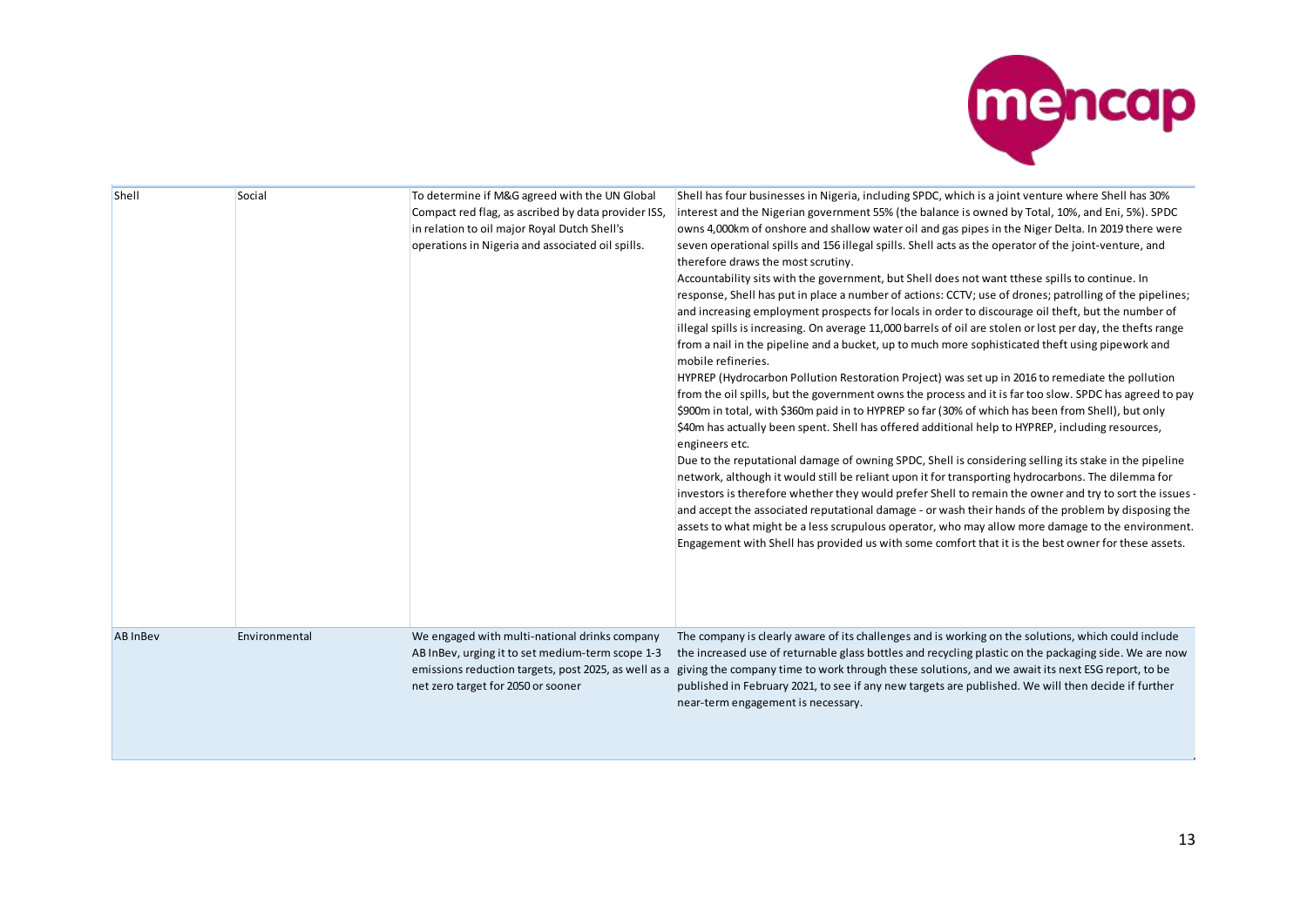| | | | |
|---|---|---|---|
| Shell | Social | To determine if M&G agreed with the UN Global Compact red flag, as ascribed by data provider ISS, in relation to oil major Royal Dutch Shell's operations in Nigeria and associated oil spills. | Shell has four businesses in Nigeria, including SPDC, which is a joint venture where Shell has 30% interest and the Nigerian government 55% (the balance is owned by Total, 10%, and Eni, 5%). SPDC owns 4,000km of onshore and shallow water oil and gas pipes in the Niger Delta. In 2019 there were seven operational spills and 156 illegal spills. Shell acts as the operator of the joint-venture, and therefore draws the most scrutiny.<br>Accountability sits with the government, but Shell does not want tthese spills to continue. In response, Shell has put in place a number of actions: CCTV; use of drones; patrolling of the pipelines; and increasing employment prospects for locals in order to discourage oil theft, but the number of illegal spills is increasing. On average 11,000 barrels of oil are stolen or lost per day, the thefts range from a nail in the pipeline and a bucket, up to much more sophisticated theft using pipework and mobile refineries.<br>HYPREP (Hydrocarbon Pollution Restoration Project) was set up in 2016 to remediate the pollution from the oil spills, but the government owns the process and it is far too slow. SPDC has agreed to pay \$900m in total, with \$360m paid in to HYPREP so far (30% of which has been from Shell), but only \$40m has actually been spent. Shell has offered additional help to HYPREP, including resources, engineers etc.<br>Due to the reputational damage of owning SPDC, Shell is considering selling its stake in the pipeline network, although it would still be reliant upon it for transporting hydrocarbons. The dilemma for investors is therefore whether they would prefer Shell to remain the owner and try to sort the issues - and accept the associated reputational damage - or wash their hands of the problem by disposing the assets to what might be a less scrupulous operator, who may allow more damage to the environment. Engagement with Shell has provided us with some comfort that it is the best owner for these assets. |
| AB InBev | Environmental | We engaged with multi-national drinks company AB InBev, urging it to set medium-term scope 1-3 emissions reduction targets, post 2025, as well as a net zero target for 2050 or sooner | The company is clearly aware of its challenges and is working on the solutions, which could include the increased use of returnable glass bottles and recycling plastic on the packaging side. We are now giving the company time to work through these solutions, and we await its next ESG report, to be published in February 2021, to see if any new targets are published. We will then decide if further near-term engagement is necessary. |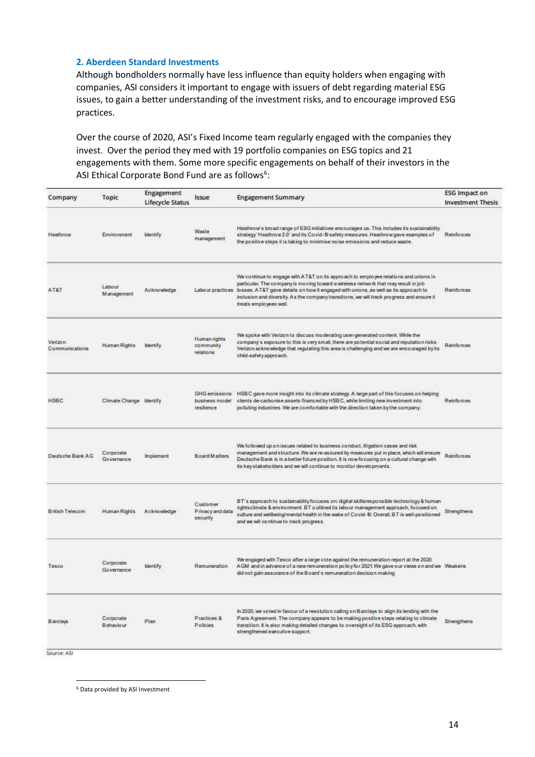## 2. Aberdeen Standard Investments

Although bondholders normally have less influence than equity holders when engaging with companies, ASI considers it important to engage with issuers of debt regarding material ESG issues, to gain a better understanding of the investment risks, and to encourage improved ESG practices.

Over the course of 2020, ASI's Fixed Income team regularly engaged with the companies they invest. Over the period they med with 19 portfolio companies on ESG topics and 21 engagements with them. Some more specific engagements on behalf of their investors in the ASI Ethical Corporate Bond Fund are as follows[6]:

| Company | Topic | Engagement Lifecycle Status | Issue | Engagement Summary | ESG Impact on Investment Thesis |
|---|---|---|---|---|---|
| Heathrow | Environment | Identify | Waste management | Heathrow's broad range of ESG initiatives encourages us. This includes its sustainability strategy 'Heathrow 2.0' and its Covid-19 safety measures. Heathrow gave examples of the positive steps it is taking to minimise noise emissions and reduce waste. | Reinforces |
| AT&T | Labour Management | Acknowledge | Labour practices | We continue to engage with AT&T on its approach to employee relations and unions in particular. The company is moving toward a wireless network that may result in job losses. AT&T gave details on how it engaged with unions, as well as its approach to inclusion and diversity. As the company transitions, we will track progress and ensure it treats employees well. | Reinforces |
| Verizon Communications | Human Rights | Identify | Human rights community relations | We spoke with Verizon to discuss moderating user-generated content. While the company's exposure to this is very small, there are potential social and reputation risks. Verizon acknowledge that regulating this area is challenging and we are encouraged by its child-safety approach. | Reinforces |
| HSBC | Climate Change | Identify | GHG emissions business model resilience | HSBC gave more insight into its climate strategy. A large part of this focuses on helping clients de-carbonise assets financed by HSBC, while limiting new investment into polluting industries. We are comfortable with the direction taken by the company. | Reinforces |
| Deutsche Bank AG | Corporate Governance | Implement | Board Matters | We followed up on issues related to business conduct, litigation cases and risk management and structure. We are re-assured by measures put in place, which will ensure Deutsche Bank is in a better future position. It is now focusing on a cultural change with its key stakeholders and we will continue to monitor developments. | Reinforces |
| British Telecom | Human Rights | Acknowledge | Customer Privacy and data security | BT's approach to sustainability focuses on: digital skillsresponsible technology & human rightsclimate & environment. BT outlined its labour management approach, focused on culture and wellbeing/mental health in the wake of Covid-19. Overall, BT is well-positioned and we will continue to track progress. | Strengthens |
| Tesco | Corporate Governance | Identify | Remuneration | We engaged with Tesco after a large vote against the remuneration report at the 2020 AGM and in advance of a new remuneration policy for 2021. We gave our views on and we did not gain assurance of the Board's remuneration decision making. | Weakens |
| Barclays | Corporate Behaviour | Plan | Practices & Policies | In 2020, we voted in favour of a resolution calling on Barclays to align its lending with the Paris Agreement. The company appears to be making positive steps relating to climate transition. It is also making detailed changes to oversight of its ESG approach, with strengthened executive support. | Strengthens |

Source: ASI

[6] Data provided by ASI Investment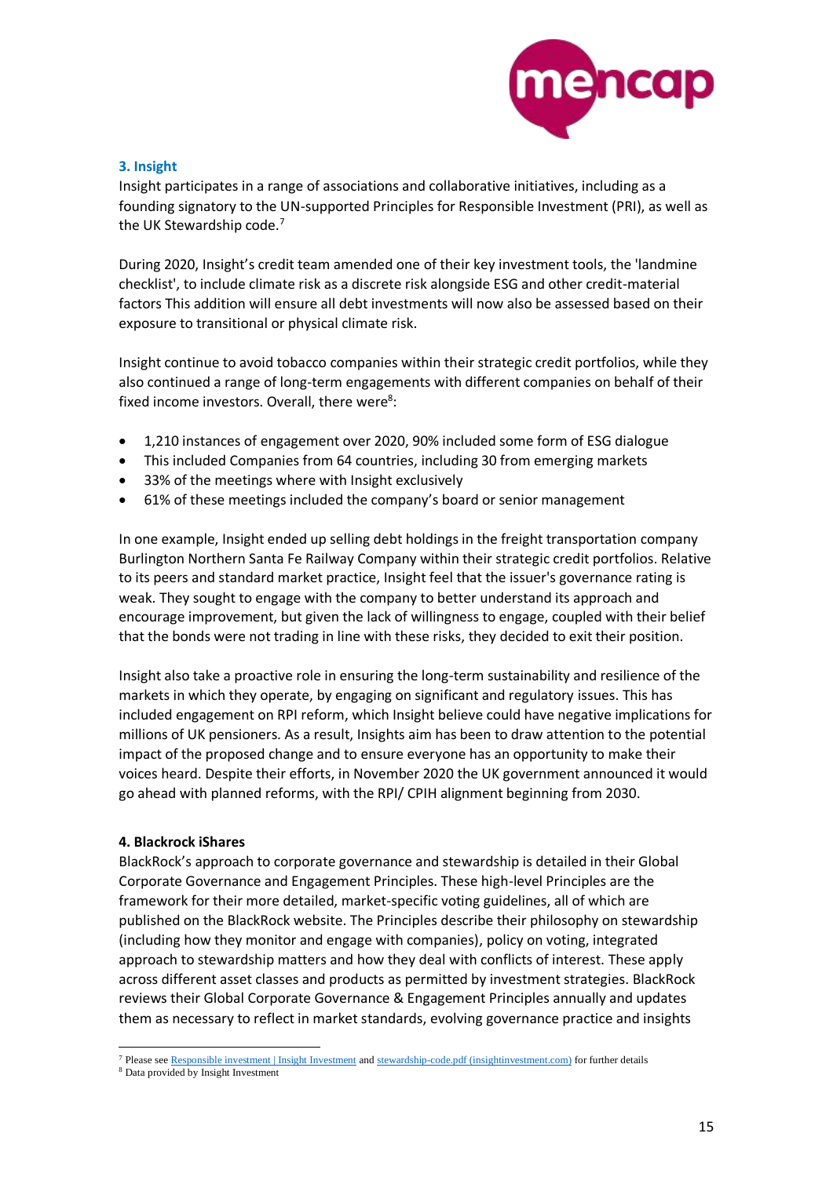### 3. Insight

Insight participates in a range of associations and collaborative initiatives, including as a founding signatory to the UN-supported Principles for Responsible Investment (PRI), as well as the UK Stewardship code.[7]

During 2020, Insight's credit team amended one of their key investment tools, the 'landmine checklist', to include climate risk as a discrete risk alongside ESG and other credit-material factors This addition will ensure all debt investments will now also be assessed based on their exposure to transitional or physical climate risk.

Insight continue to avoid tobacco companies within their strategic credit portfolios, while they also continued a range of long-term engagements with different companies on behalf of their fixed income investors. Overall, there were[8]:

- 1,210 instances of engagement over 2020, 90% included some form of ESG dialogue
- This included Companies from 64 countries, including 30 from emerging markets
- 33% of the meetings where with Insight exclusively
- 61% of these meetings included the company's board or senior management

In one example, Insight ended up selling debt holdings in the freight transportation company Burlington Northern Santa Fe Railway Company within their strategic credit portfolios. Relative to its peers and standard market practice, Insight feel that the issuer's governance rating is weak. They sought to engage with the company to better understand its approach and encourage improvement, but given the lack of willingness to engage, coupled with their belief that the bonds were not trading in line with these risks, they decided to exit their position.

Insight also take a proactive role in ensuring the long-term sustainability and resilience of the markets in which they operate, by engaging on significant and regulatory issues. This has included engagement on RPI reform, which Insight believe could have negative implications for millions of UK pensioners. As a result, Insights aim has been to draw attention to the potential impact of the proposed change and to ensure everyone has an opportunity to make their voices heard. Despite their efforts, in November 2020 the UK government announced it would go ahead with planned reforms, with the RPI/ CPIH alignment beginning from 2030.

### 4. Blackrock iShares

BlackRock's approach to corporate governance and stewardship is detailed in their Global Corporate Governance and Engagement Principles. These high-level Principles are the framework for their more detailed, market-specific voting guidelines, all of which are published on the BlackRock website. The Principles describe their philosophy on stewardship (including how they monitor and engage with companies), policy on voting, integrated approach to stewardship matters and how they deal with conflicts of interest. These apply across different asset classes and products as permitted by investment strategies. BlackRock reviews their Global Corporate Governance & Engagement Principles annually and updates them as necessary to reflect in market standards, evolving governance practice and insights

---

[7] Please see Responsible investment | Insight Investment and stewardship-code.pdf (insightinvestment.com) for further details

[8] Data provided by Insight Investment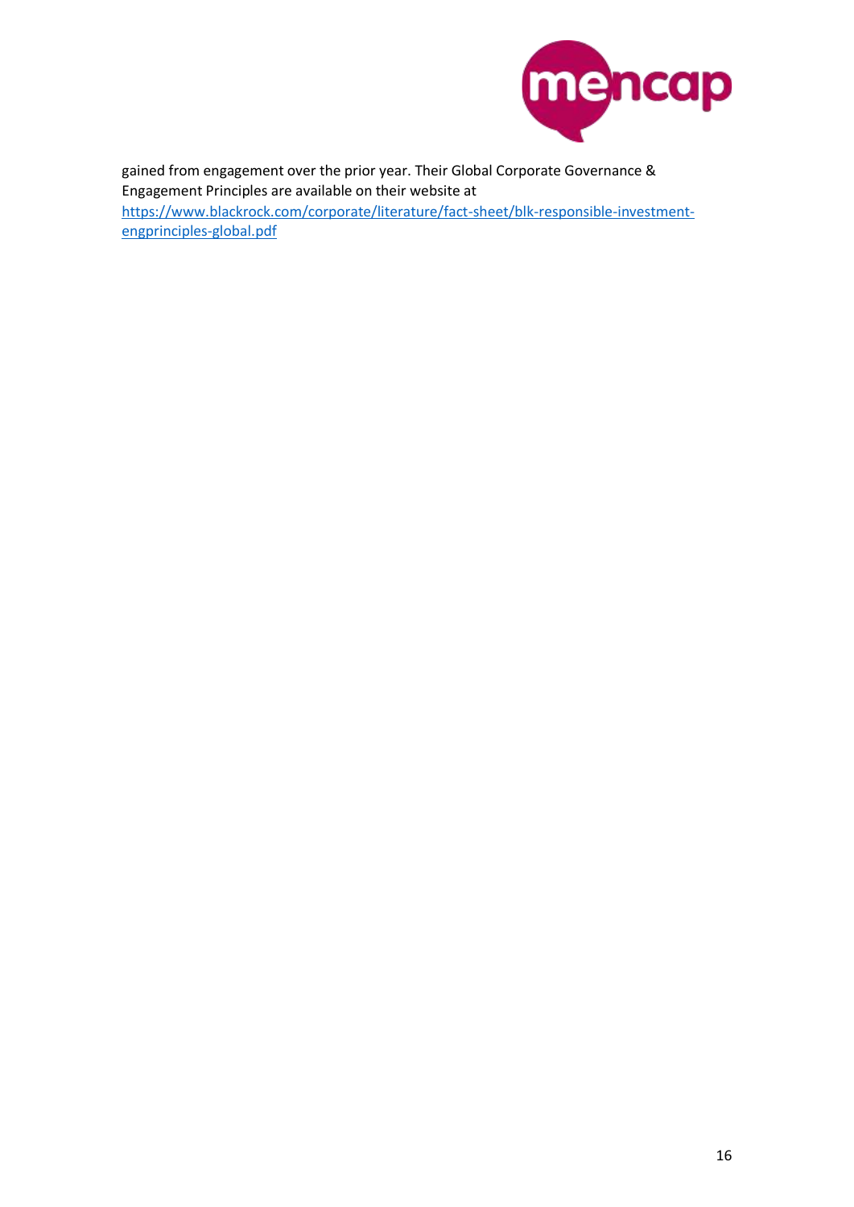gained from engagement over the prior year. Their Global Corporate Governance & Engagement Principles are available on their website at [https://www.blackrock.com/corporate/literature/fact-sheet/blk-responsible-investment-engprinciples-global.pdf](https://www.blackrock.com/corporate/literature/fact-sheet/blk-responsible-investment-engprinciples-global.pdf)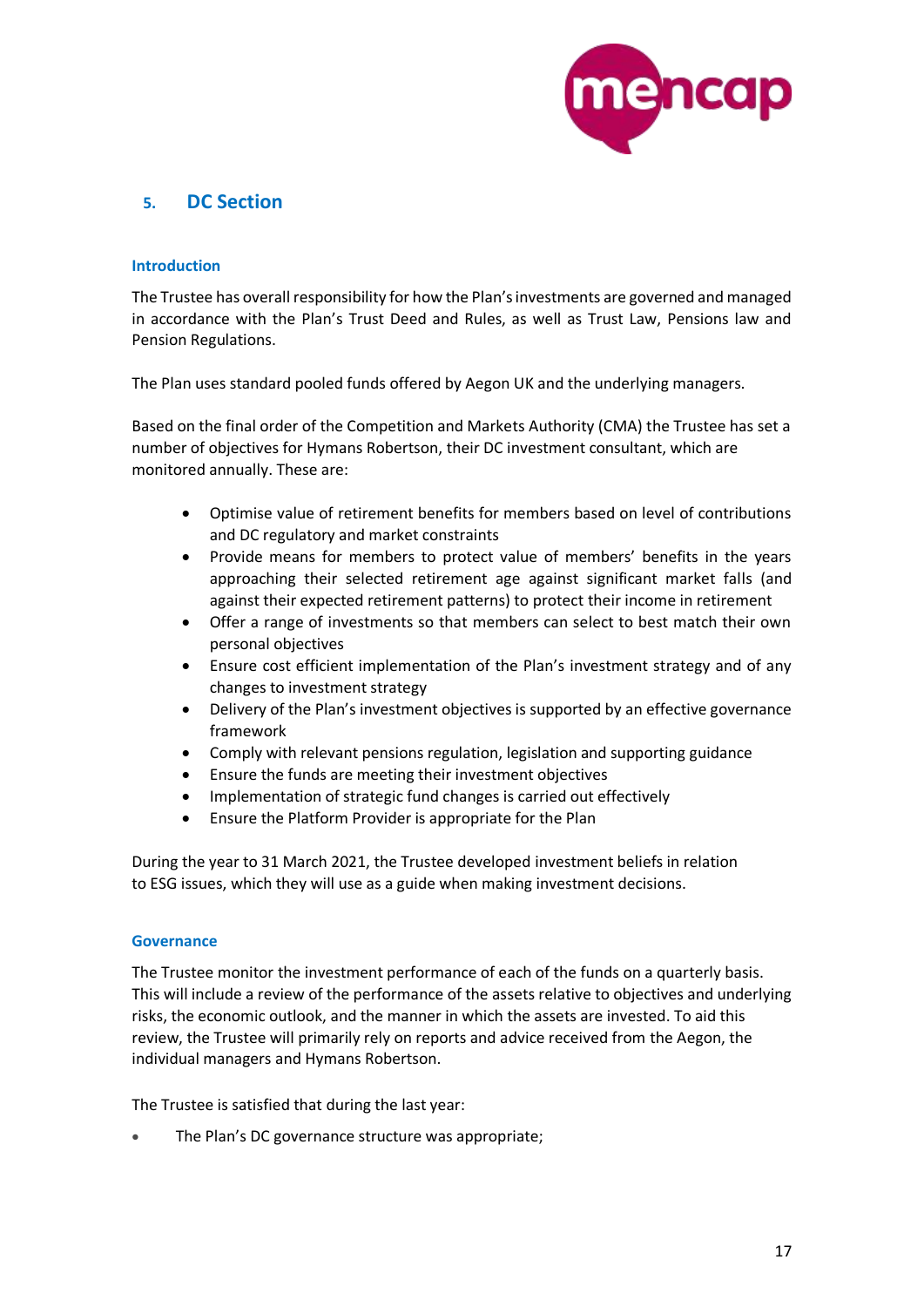## 5. DC Section

### Introduction

The Trustee has overall responsibility for how the Plan's investments are governed and managed in accordance with the Plan's Trust Deed and Rules, as well as Trust Law, Pensions law and Pension Regulations.

The Plan uses standard pooled funds offered by Aegon UK and the underlying managers.

Based on the final order of the Competition and Markets Authority (CMA) the Trustee has set a number of objectives for Hymans Robertson, their DC investment consultant, which are monitored annually. These are:

- Optimise value of retirement benefits for members based on level of contributions and DC regulatory and market constraints
- Provide means for members to protect value of members' benefits in the years approaching their selected retirement age against significant market falls (and against their expected retirement patterns) to protect their income in retirement
- Offer a range of investments so that members can select to best match their own personal objectives
- Ensure cost efficient implementation of the Plan's investment strategy and of any changes to investment strategy
- Delivery of the Plan's investment objectives is supported by an effective governance framework
- Comply with relevant pensions regulation, legislation and supporting guidance
- Ensure the funds are meeting their investment objectives
- Implementation of strategic fund changes is carried out effectively
- Ensure the Platform Provider is appropriate for the Plan

During the year to 31 March 2021, the Trustee developed investment beliefs in relation to ESG issues, which they will use as a guide when making investment decisions.

### Governance

The Trustee monitor the investment performance of each of the funds on a quarterly basis. This will include a review of the performance of the assets relative to objectives and underlying risks, the economic outlook, and the manner in which the assets are invested. To aid this review, the Trustee will primarily rely on reports and advice received from the Aegon, the individual managers and Hymans Robertson.

The Trustee is satisfied that during the last year:

- The Plan's DC governance structure was appropriate;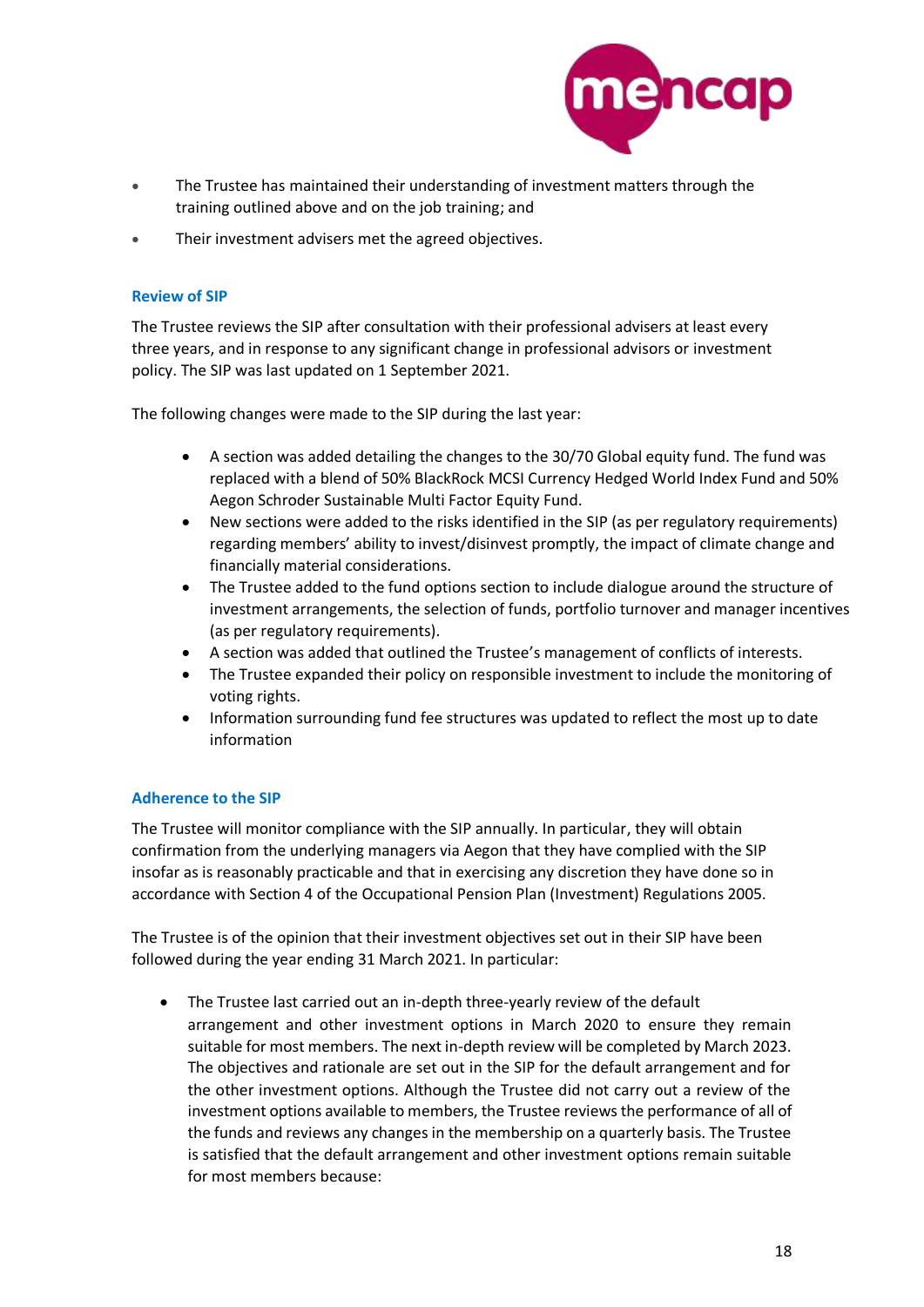- The Trustee has maintained their understanding of investment matters through the training outlined above and on the job training; and
- Their investment advisers met the agreed objectives.

### Review of SIP

The Trustee reviews the SIP after consultation with their professional advisers at least every three years, and in response to any significant change in professional advisors or investment policy. The SIP was last updated on 1 September 2021.

The following changes were made to the SIP during the last year:

- A section was added detailing the changes to the 30/70 Global equity fund. The fund was replaced with a blend of 50% BlackRock MCSI Currency Hedged World Index Fund and 50% Aegon Schroder Sustainable Multi Factor Equity Fund.
- New sections were added to the risks identified in the SIP (as per regulatory requirements) regarding members' ability to invest/disinvest promptly, the impact of climate change and financially material considerations.
- The Trustee added to the fund options section to include dialogue around the structure of investment arrangements, the selection of funds, portfolio turnover and manager incentives (as per regulatory requirements).
- A section was added that outlined the Trustee's management of conflicts of interests.
- The Trustee expanded their policy on responsible investment to include the monitoring of voting rights.
- Information surrounding fund fee structures was updated to reflect the most up to date information

### Adherence to the SIP

The Trustee will monitor compliance with the SIP annually. In particular, they will obtain confirmation from the underlying managers via Aegon that they have complied with the SIP insofar as is reasonably practicable and that in exercising any discretion they have done so in accordance with Section 4 of the Occupational Pension Plan (Investment) Regulations 2005.

The Trustee is of the opinion that their investment objectives set out in their SIP have been followed during the year ending 31 March 2021. In particular:

- The Trustee last carried out an in-depth three-yearly review of the default arrangement and other investment options in March 2020 to ensure they remain suitable for most members. The next in-depth review will be completed by March 2023. The objectives and rationale are set out in the SIP for the default arrangement and for the other investment options. Although the Trustee did not carry out a review of the investment options available to members, the Trustee reviews the performance of all of the funds and reviews any changes in the membership on a quarterly basis. The Trustee is satisfied that the default arrangement and other investment options remain suitable for most members because: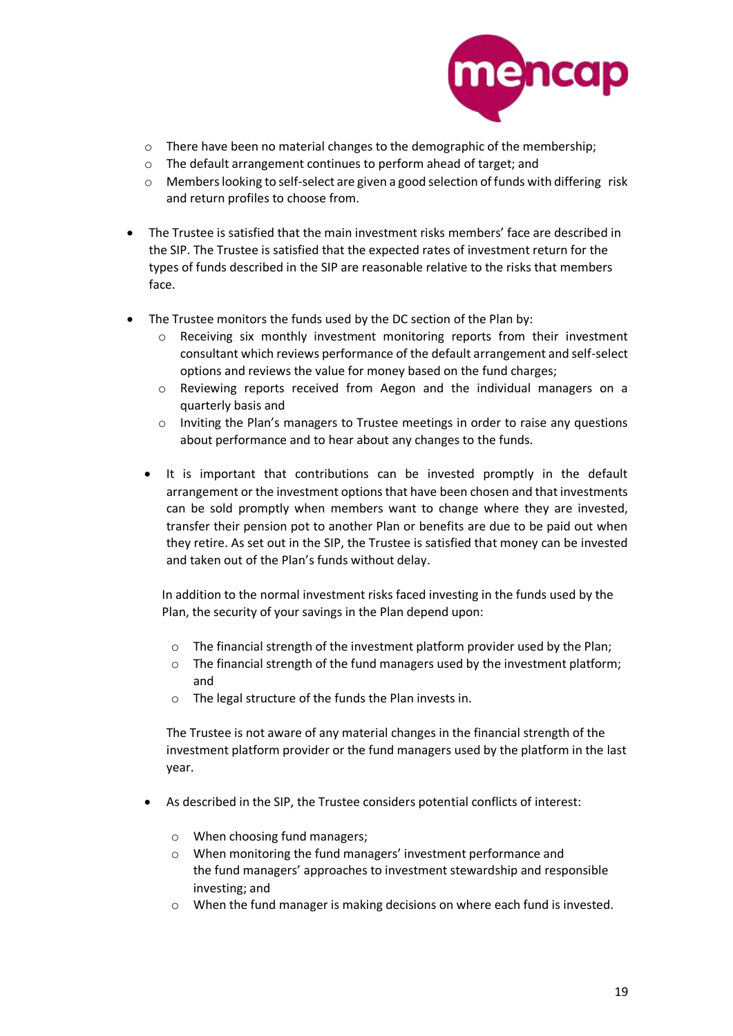- There have been no material changes to the demographic of the membership;
- The default arrangement continues to perform ahead of target; and
- Members looking to self-select are given a good selection of funds with differing risk and return profiles to choose from.

- The Trustee is satisfied that the main investment risks members' face are described in the SIP. The Trustee is satisfied that the expected rates of investment return for the types of funds described in the SIP are reasonable relative to the risks that members face.

- The Trustee monitors the funds used by the DC section of the Plan by:
  - Receiving six monthly investment monitoring reports from their investment consultant which reviews performance of the default arrangement and self-select options and reviews the value for money based on the fund charges;
  - Reviewing reports received from Aegon and the individual managers on a quarterly basis and
  - Inviting the Plan's managers to Trustee meetings in order to raise any questions about performance and to hear about any changes to the funds.

- It is important that contributions can be invested promptly in the default arrangement or the investment options that have been chosen and that investments can be sold promptly when members want to change where they are invested, transfer their pension pot to another Plan or benefits are due to be paid out when they retire. As set out in the SIP, the Trustee is satisfied that money can be invested and taken out of the Plan's funds without delay.

  In addition to the normal investment risks faced investing in the funds used by the Plan, the security of your savings in the Plan depend upon:

  - The financial strength of the investment platform provider used by the Plan;
  - The financial strength of the fund managers used by the investment platform; and
  - The legal structure of the funds the Plan invests in.

  The Trustee is not aware of any material changes in the financial strength of the investment platform provider or the fund managers used by the platform in the last year.

- As described in the SIP, the Trustee considers potential conflicts of interest:

  - When choosing fund managers;
  - When monitoring the fund managers' investment performance and the fund managers' approaches to investment stewardship and responsible investing; and
  - When the fund manager is making decisions on where each fund is invested.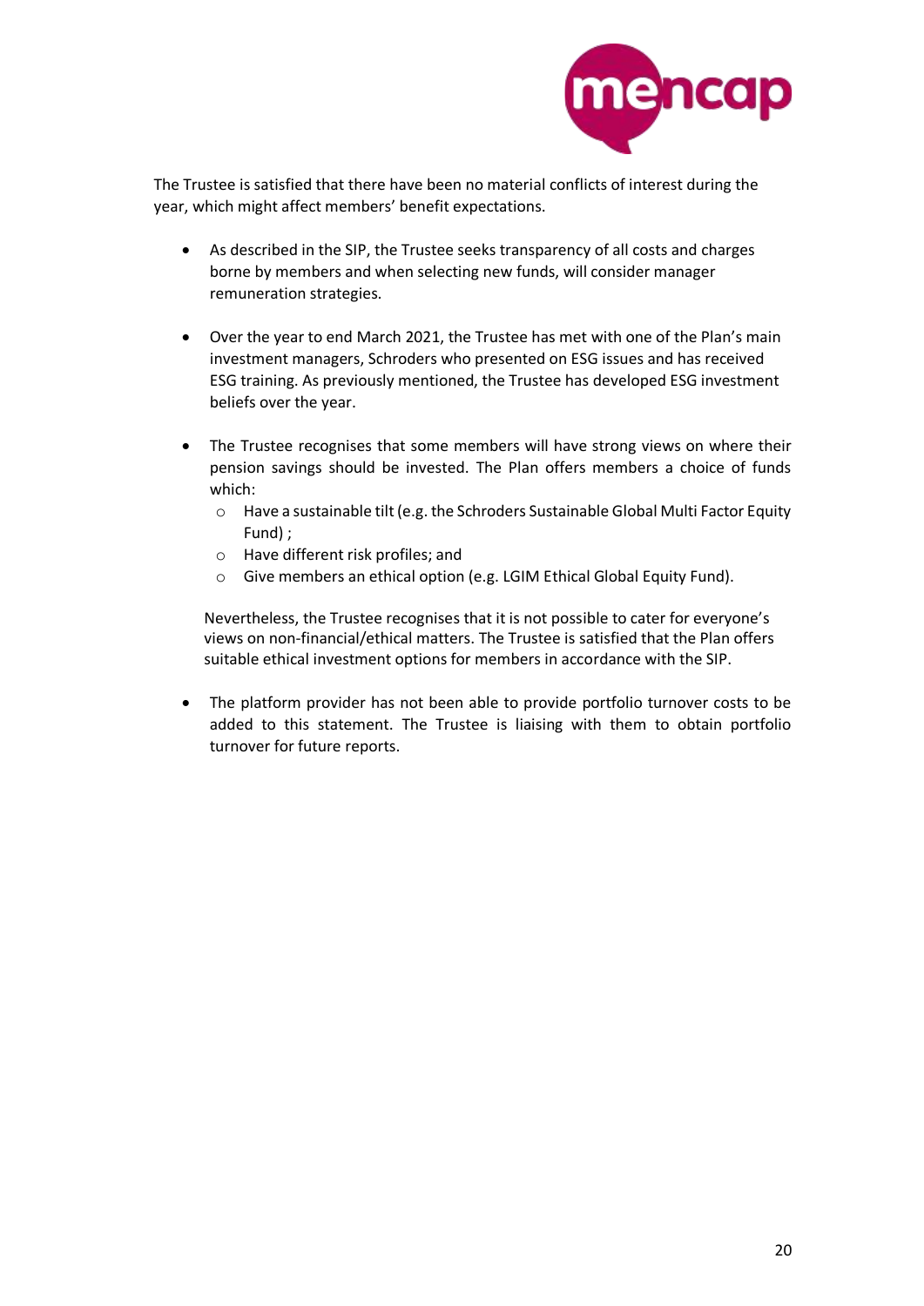The Trustee is satisfied that there have been no material conflicts of interest during the year, which might affect members' benefit expectations.

- As described in the SIP, the Trustee seeks transparency of all costs and charges borne by members and when selecting new funds, will consider manager remuneration strategies.

- Over the year to end March 2021, the Trustee has met with one of the Plan's main investment managers, Schroders who presented on ESG issues and has received ESG training. As previously mentioned, the Trustee has developed ESG investment beliefs over the year.

- The Trustee recognises that some members will have strong views on where their pension savings should be invested. The Plan offers members a choice of funds which:
  - Have a sustainable tilt (e.g. the Schroders Sustainable Global Multi Factor Equity Fund) ;
  - Have different risk profiles; and
  - Give members an ethical option (e.g. LGIM Ethical Global Equity Fund).

  Nevertheless, the Trustee recognises that it is not possible to cater for everyone's views on non-financial/ethical matters. The Trustee is satisfied that the Plan offers suitable ethical investment options for members in accordance with the SIP.

- The platform provider has not been able to provide portfolio turnover costs to be added to this statement. The Trustee is liaising with them to obtain portfolio turnover for future reports.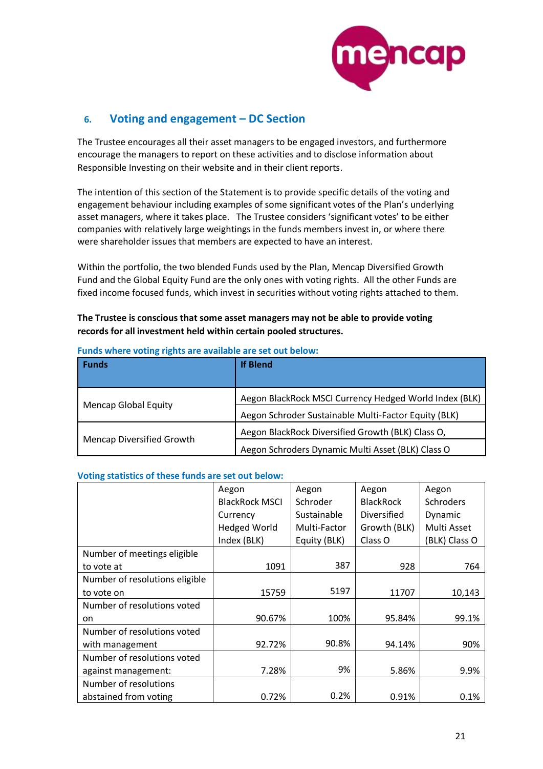## 6. Voting and engagement – DC Section

The Trustee encourages all their asset managers to be engaged investors, and furthermore encourage the managers to report on these activities and to disclose information about Responsible Investing on their website and in their client reports.

The intention of this section of the Statement is to provide specific details of the voting and engagement behaviour including examples of some significant votes of the Plan's underlying asset managers, where it takes place. The Trustee considers 'significant votes' to be either companies with relatively large weightings in the funds members invest in, or where there were shareholder issues that members are expected to have an interest.

Within the portfolio, the two blended Funds used by the Plan, Mencap Diversified Growth Fund and the Global Equity Fund are the only ones with voting rights. All the other Funds are fixed income focused funds, which invest in securities without voting rights attached to them.

**The Trustee is conscious that some asset managers may not be able to provide voting records for all investment held within certain pooled structures.**

**Funds where voting rights are available are set out below:**

| Funds | If Blend |
|---|---|
| Mencap Global Equity | Aegon BlackRock MSCI Currency Hedged World Index (BLK) |
| | Aegon Schroder Sustainable Multi-Factor Equity (BLK) |
| Mencap Diversified Growth | Aegon BlackRock Diversified Growth (BLK) Class O, |
| | Aegon Schroders Dynamic Multi Asset (BLK) Class O |

**Voting statistics of these funds are set out below:**

| | Aegon BlackRock MSCI Currency Hedged World Index (BLK) | Aegon Schroder Sustainable Multi-Factor Equity (BLK) | Aegon BlackRock Diversified Growth (BLK) Class O | Aegon Schroders Dynamic Multi Asset (BLK) Class O |
|---|---|---|---|---|
| Number of meetings eligible to vote at | 1091 | 387 | 928 | 764 |
| Number of resolutions eligible to vote on | 15759 | 5197 | 11707 | 10,143 |
| Number of resolutions voted on | 90.67% | 100% | 95.84% | 99.1% |
| Number of resolutions voted with management | 92.72% | 90.8% | 94.14% | 90% |
| Number of resolutions voted against management: | 7.28% | 9% | 5.86% | 9.9% |
| Number of resolutions abstained from voting | 0.72% | 0.2% | 0.91% | 0.1% |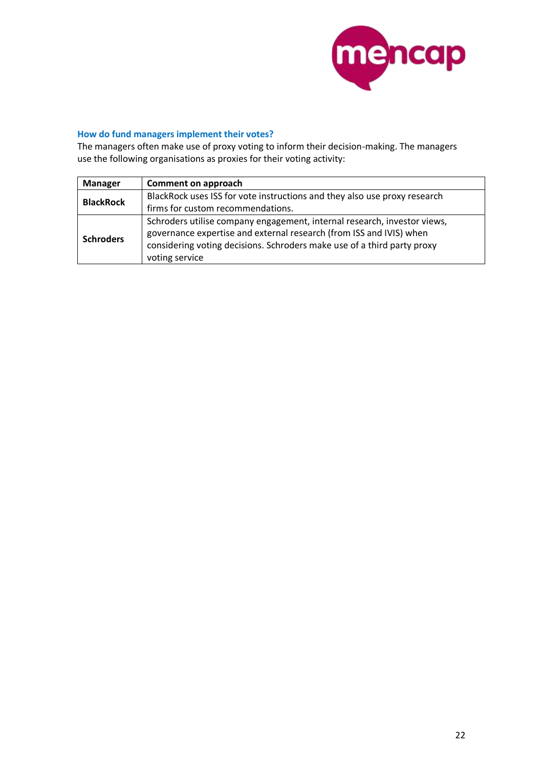### How do fund managers implement their votes?

The managers often make use of proxy voting to inform their decision-making. The managers use the following organisations as proxies for their voting activity:

| Manager | Comment on approach |
|---|---|
| **BlackRock** | BlackRock uses ISS for vote instructions and they also use proxy research firms for custom recommendations. |
| **Schroders** | Schroders utilise company engagement, internal research, investor views, governance expertise and external research (from ISS and IVIS) when considering voting decisions. Schroders make use of a third party proxy voting service |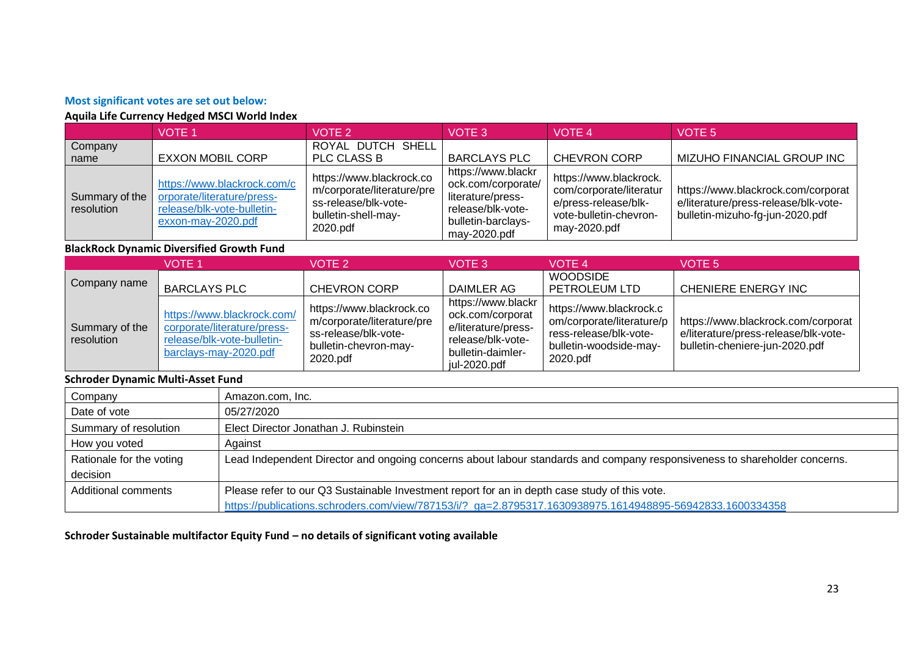**Most significant votes are set out below:**

**Aquila Life Currency Hedged MSCI World Index**

| | VOTE 1 | VOTE 2 | VOTE 3 | VOTE 4 | VOTE 5 |
|---|---|---|---|---|---|
| Company name | EXXON MOBIL CORP | ROYAL DUTCH SHELL PLC CLASS B | BARCLAYS PLC | CHEVRON CORP | MIZUHO FINANCIAL GROUP INC |
| Summary of the resolution | https://www.blackrock.com/corporate/literature/press-release/blk-vote-bulletin-exxon-may-2020.pdf | https://www.blackrock.com/corporate/literature/press-release/blk-vote-bulletin-shell-may-2020.pdf | https://www.blackrock.com/corporate/literature/press-release/blk-vote-bulletin-barclays-may-2020.pdf | https://www.blackrock.com/corporate/literature/press-release/blk-vote-bulletin-chevron-may-2020.pdf | https://www.blackrock.com/corporate/literature/press-release/blk-vote-bulletin-mizuho-fg-jun-2020.pdf |

**BlackRock Dynamic Diversified Growth Fund**

| | VOTE 1 | VOTE 2 | VOTE 3 | VOTE 4 | VOTE 5 |
|---|---|---|---|---|---|
| Company name | BARCLAYS PLC | CHEVRON CORP | DAIMLER AG | WOODSIDE PETROLEUM LTD | CHENIERE ENERGY INC |
| Summary of the resolution | https://www.blackrock.com/corporate/literature/press-release/blk-vote-bulletin-barclays-may-2020.pdf | https://www.blackrock.com/corporate/literature/press-release/blk-vote-bulletin-chevron-may-2020.pdf | https://www.blackrock.com/corporate/literature/press-release/blk-vote-bulletin-daimler-jul-2020.pdf | https://www.blackrock.com/corporate/literature/press-release/blk-vote-bulletin-woodside-may-2020.pdf | https://www.blackrock.com/corporate/literature/press-release/blk-vote-bulletin-cheniere-jun-2020.pdf |

**Schroder Dynamic Multi-Asset Fund**

| | |
|---|---|
| Company | Amazon.com, Inc. |
| Date of vote | 05/27/2020 |
| Summary of resolution | Elect Director Jonathan J. Rubinstein |
| How you voted | Against |
| Rationale for the voting decision | Lead Independent Director and ongoing concerns about labour standards and company responsiveness to shareholder concerns. |
| Additional comments | Please refer to our Q3 Sustainable Investment report for an in depth case study of this vote. https://publications.schroders.com/view/787153/i/?_ga=2.8795317.1630938975.1614948895-56942833.1600334358 |

**Schroder Sustainable multifactor Equity Fund – no details of significant voting available**